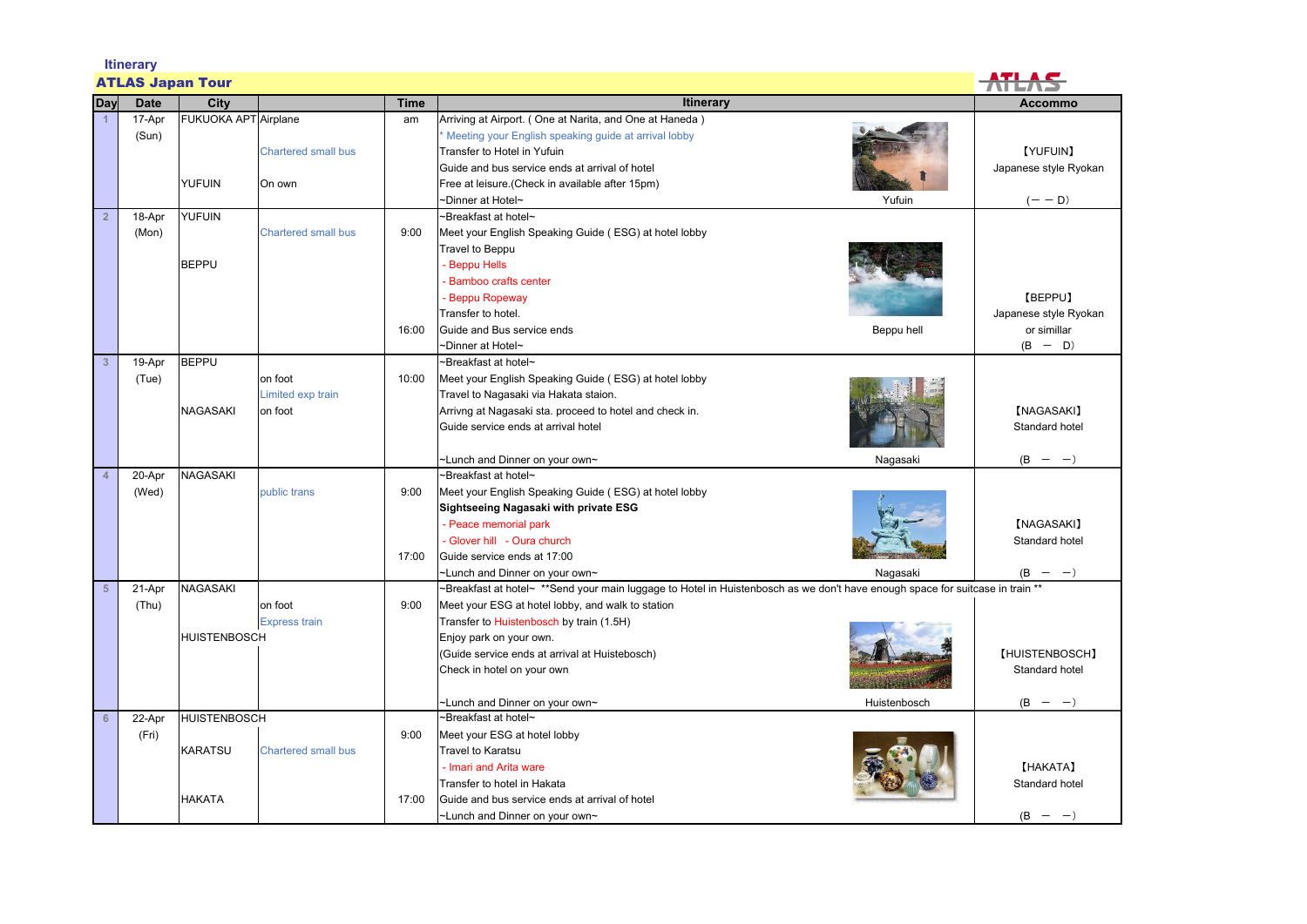Itinerary

**ATLAS Japan Tour**

ATLAS

| Day | Date | City | | Time | Itinerary | | Accommo |
|---|---|---|---|---|---|---|---|
| 1 | 17-Apr (Sun) | FUKUOKA APT | Airplane | am | Arriving at Airport. ( One at Narita, and One at Haneda ) | | |
| | | | | | * Meeting your English speaking guide at arrival lobby | | |
| | | | Chartered small bus | | Transfer to Hotel in Yufuin | | 【YUFUIN】 |
| | | | | | Guide and bus service ends at arrival of hotel | | Japanese style Ryokan |
| | | YUFUIN | On own | | Free at leisure.(Check in available after 15pm) | | |
| | | | | | ~Dinner at Hotel~ | Yufuin | (ー ー D) |
| 2 | 18-Apr (Mon) | YUFUIN | | | ~Breakfast at hotel~ | | |
| | | | Chartered small bus | 9:00 | Meet your English Speaking Guide ( ESG) at hotel lobby | | |
| | | | | | Travel to Beppu | | |
| | | BEPPU | | | - Beppu Hells | | |
| | | | | | - Bamboo crafts center | | |
| | | | | | - Beppu Ropeway | | 【BEPPU】 |
| | | | | | Transfer to hotel. | | Japanese style Ryokan |
| | | | | 16:00 | Guide and Bus service ends | Beppu hell | or simillar |
| | | | | | ~Dinner at Hotel~ | | (B ー D) |
| 3 | 19-Apr (Tue) | BEPPU | | | ~Breakfast at hotel~ | | |
| | | | on foot | 10:00 | Meet your English Speaking Guide ( ESG) at hotel lobby | | |
| | | | Limited exp train | | Travel to Nagasaki via Hakata staion. | | |
| | | NAGASAKI | on foot | | Arrivng at Nagasaki sta. proceed to hotel and check in. | | 【NAGASAKI】 |
| | | | | | Guide service ends at arrival hotel | | Standard hotel |
| | | | | | ~Lunch and Dinner on your own~ | Nagasaki | (B ー ー) |
| 4 | 20-Apr (Wed) | NAGASAKI | | | ~Breakfast at hotel~ | | |
| | | | public trans | 9:00 | Meet your English Speaking Guide ( ESG) at hotel lobby | | |
| | | | | | **Sightseeing Nagasaki with private ESG** | | |
| | | | | | - Peace memorial park | | 【NAGASAKI】 |
| | | | | | - Glover hill - Oura church | | Standard hotel |
| | | | | 17:00 | Guide service ends at 17:00 | | |
| | | | | | ~Lunch and Dinner on your own~ | Nagasaki | (B ー ー) |
| 5 | 21-Apr (Thu) | NAGASAKI | | | ~Breakfast at hotel~ **Send your main luggage to Hotel in Huistenbosch as we don't have enough space for suitcase in train ** | | |
| | | | on foot | 9:00 | Meet your ESG at hotel lobby, and walk to station | | |
| | | | Express train | | Transfer to Huistenbosch by train (1.5H) | | |
| | | HUISTENBOSCH | | | Enjoy park on your own. | | |
| | | | | | (Guide service ends at arrival at Huistebosch) | | 【HUISTENBOSCH】 |
| | | | | | Check in hotel on your own | | Standard hotel |
| | | | | | ~Lunch and Dinner on your own~ | Huistenbosch | (B ー ー) |
| 6 | 22-Apr (Fri) | HUISTENBOSCH | | | ~Breakfast at hotel~ | | |
| | | | | 9:00 | Meet your ESG at hotel lobby | | |
| | | KARATSU | Chartered small bus | | Travel to Karatsu | | |
| | | | | | - Imari and Arita ware | | 【HAKATA】 |
| | | | | | Transfer to hotel in Hakata | | Standard hotel |
| | | HAKATA | | 17:00 | Guide and bus service ends at arrival of hotel | | |
| | | | | | ~Lunch and Dinner on your own~ | | (B ー ー) |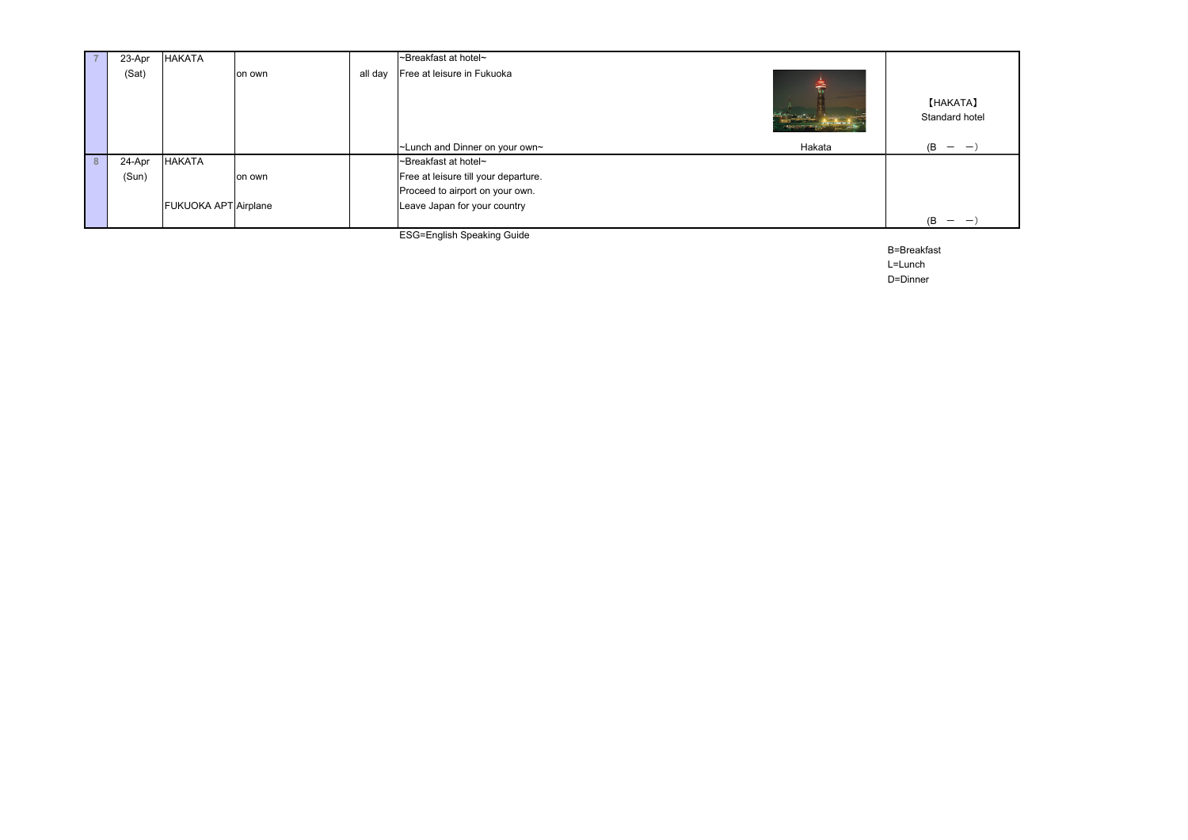| | | | | | | |
|---|---|---|---|---|---|---|
| 7 | 23-Apr (Sat) | HAKATA | on own | all day | ~Breakfast at hotel~<br>Free at leisure in Fukuoka<br>~Lunch and Dinner on your own~<br>Hakata | 【HAKATA】<br>Standard hotel<br>(B － －) |
| 8 | 24-Apr (Sun) | HAKATA<br>FUKUOKA APT | on own<br>Airplane | | ~Breakfast at hotel~<br>Free at leisure till your departure.<br>Proceed to airport on your own.<br>Leave Japan for your country | (B － －) |

ESG=English Speaking Guide

B=Breakfast
L=Lunch
D=Dinner